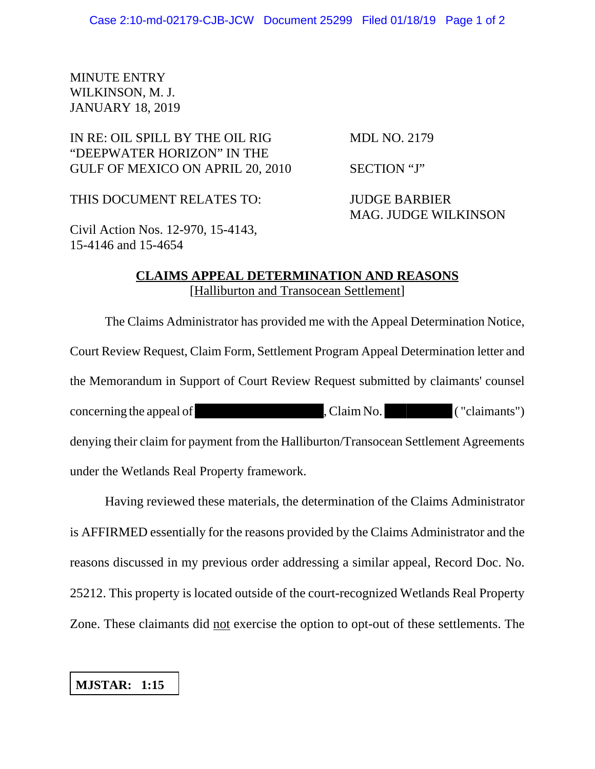MINUTE ENTRY
WILKINSON, M. J.
JANUARY 18, 2019

IN RE: OIL SPILL BY THE OIL RIG "DEEPWATER HORIZON" IN THE GULF OF MEXICO ON APRIL 20, 2010

MDL NO. 2179

SECTION "J"

THIS DOCUMENT RELATES TO:

JUDGE BARBIER
MAG. JUDGE WILKINSON

Civil Action Nos. 12-970, 15-4143, 15-4146 and 15-4654

## CLAIMS APPEAL DETERMINATION AND REASONS
[Halliburton and Transocean Settlement]

The Claims Administrator has provided me with the Appeal Determination Notice, Court Review Request, Claim Form, Settlement Program Appeal Determination letter and the Memorandum in Support of Court Review Request submitted by claimants' counsel concerning the appeal of [REDACTED], Claim No. [REDACTED] ("claimants") denying their claim for payment from the Halliburton/Transocean Settlement Agreements under the Wetlands Real Property framework.

Having reviewed these materials, the determination of the Claims Administrator is AFFIRMED essentially for the reasons provided by the Claims Administrator and the reasons discussed in my previous order addressing a similar appeal, Record Doc. No. 25212. This property is located outside of the court-recognized Wetlands Real Property Zone. These claimants did not exercise the option to opt-out of these settlements. The

**MJSTAR: 1:15**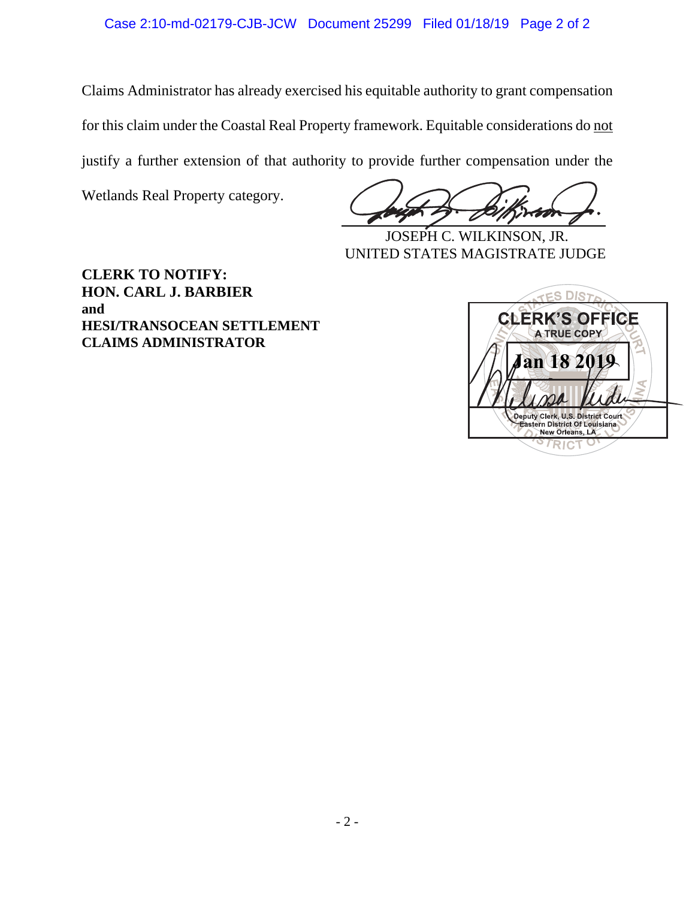Claims Administrator has already exercised his equitable authority to grant compensation for this claim under the Coastal Real Property framework. Equitable considerations do not justify a further extension of that authority to provide further compensation under the Wetlands Real Property category.

JOSEPH C. WILKINSON, JR.
UNITED STATES MAGISTRATE JUDGE

**CLERK TO NOTIFY:**
**HON. CARL J. BARBIER**
**and**
**HESI/TRANSOCEAN SETTLEMENT CLAIMS ADMINISTRATOR**

CLERK'S OFFICE
A TRUE COPY
Jan 18 2019
Deputy Clerk, U.S. District Court
Eastern District Of Louisiana
New Orleans, LA